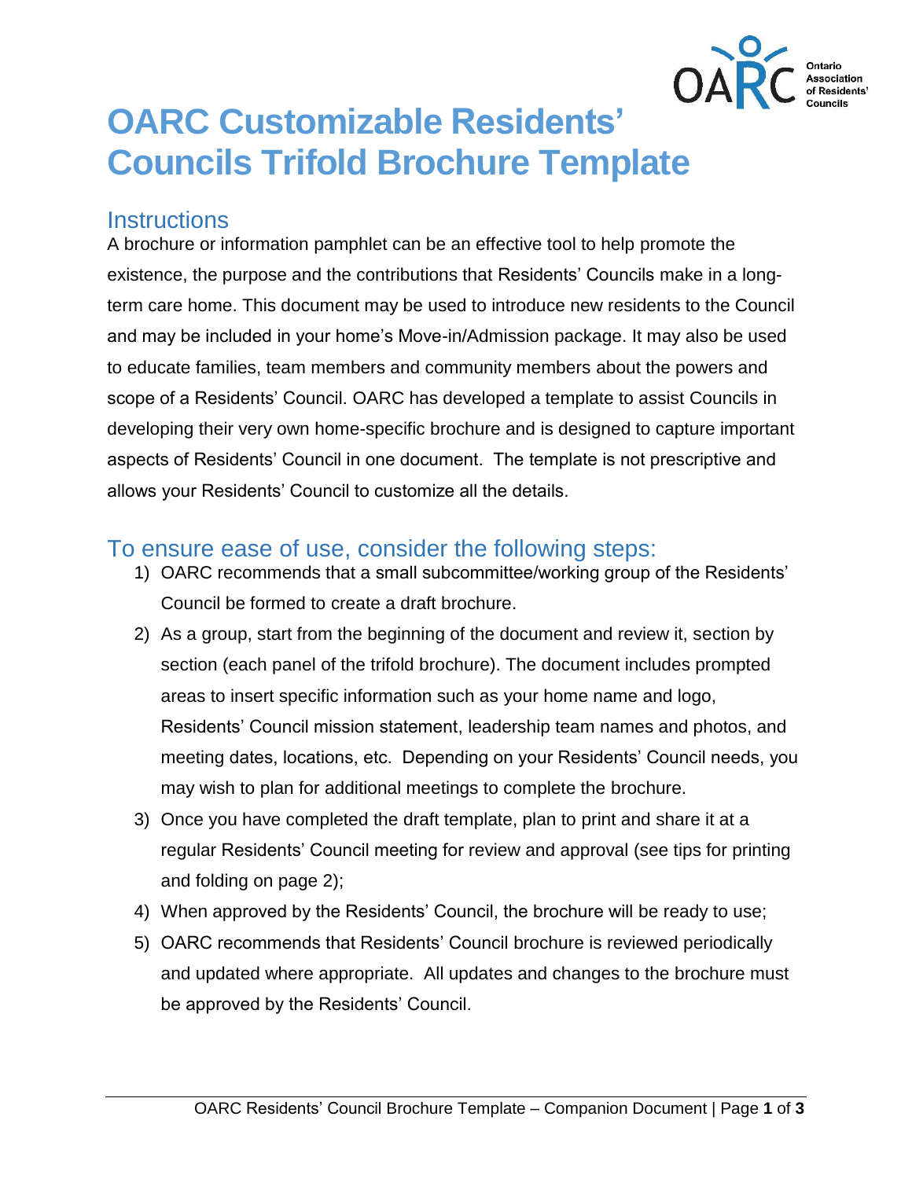# OARC Customizable Residents' Councils Trifold Brochure Template

## Instructions

A brochure or information pamphlet can be an effective tool to help promote the existence, the purpose and the contributions that Residents' Councils make in a long-term care home. This document may be used to introduce new residents to the Council and may be included in your home's Move-in/Admission package. It may also be used to educate families, team members and community members about the powers and scope of a Residents' Council. OARC has developed a template to assist Councils in developing their very own home-specific brochure and is designed to capture important aspects of Residents' Council in one document. The template is not prescriptive and allows your Residents' Council to customize all the details.

## To ensure ease of use, consider the following steps:

1) OARC recommends that a small subcommittee/working group of the Residents' Council be formed to create a draft brochure.
2) As a group, start from the beginning of the document and review it, section by section (each panel of the trifold brochure). The document includes prompted areas to insert specific information such as your home name and logo, Residents' Council mission statement, leadership team names and photos, and meeting dates, locations, etc. Depending on your Residents' Council needs, you may wish to plan for additional meetings to complete the brochure.
3) Once you have completed the draft template, plan to print and share it at a regular Residents' Council meeting for review and approval (see tips for printing and folding on page 2);
4) When approved by the Residents' Council, the brochure will be ready to use;
5) OARC recommends that Residents' Council brochure is reviewed periodically and updated where appropriate. All updates and changes to the brochure must be approved by the Residents' Council.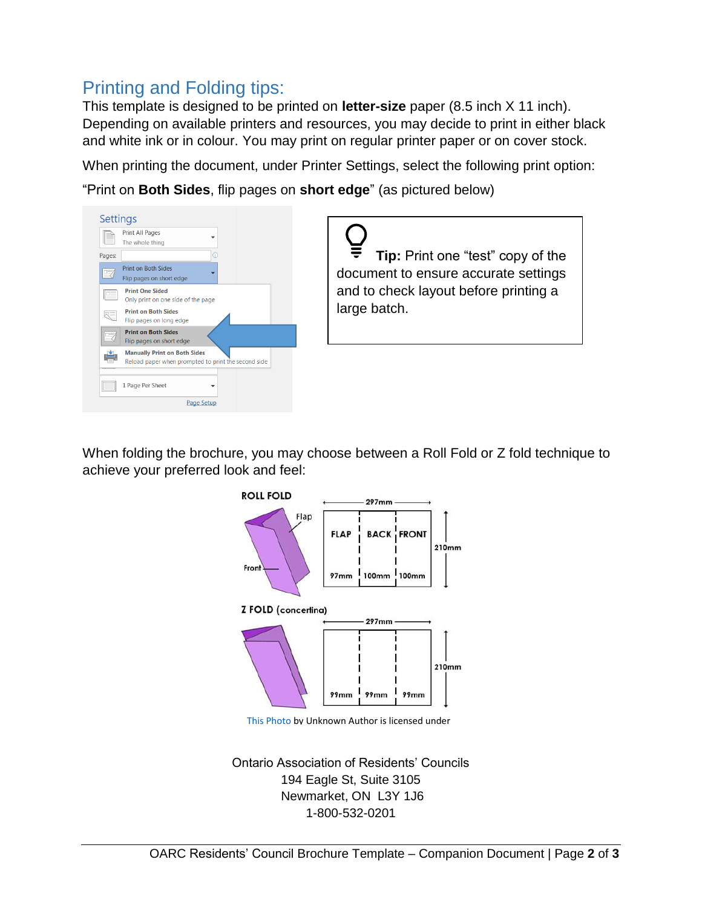## Printing and Folding tips:

This template is designed to be printed on **letter-size** paper (8.5 inch X 11 inch). Depending on available printers and resources, you may decide to print in either black and white ink or in colour. You may print on regular printer paper or on cover stock.

When printing the document, under Printer Settings, select the following print option:

“Print on **Both Sides**, flip pages on **short edge**” (as pictured below)

**Tip:** Print one “test” copy of the document to ensure accurate settings and to check layout before printing a large batch.

When folding the brochure, you may choose between a Roll Fold or Z fold technique to achieve your preferred look and feel:

This Photo by Unknown Author is licensed under

Ontario Association of Residents’ Councils
194 Eagle St, Suite 3105
Newmarket, ON L3Y 1J6
1-800-532-0201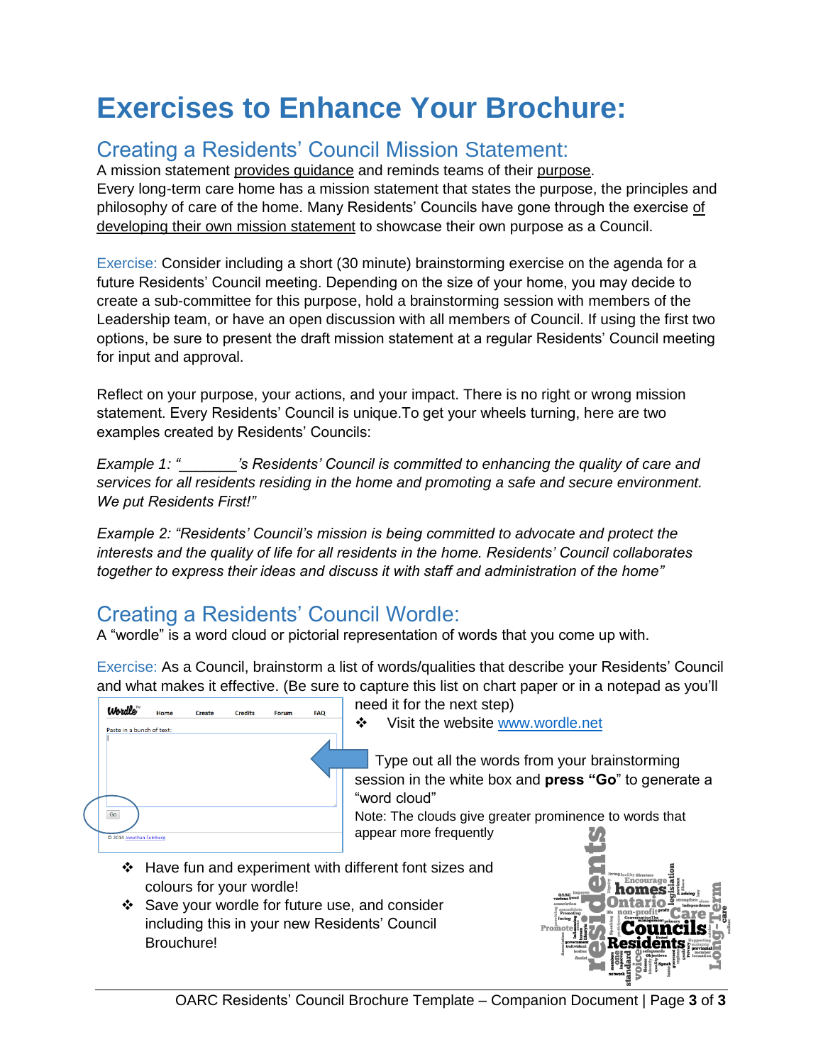# Exercises to Enhance Your Brochure:

## Creating a Residents' Council Mission Statement:

A mission statement provides guidance and reminds teams of their purpose.
Every long-term care home has a mission statement that states the purpose, the principles and philosophy of care of the home. Many Residents' Councils have gone through the exercise of developing their own mission statement to showcase their own purpose as a Council.

Exercise: Consider including a short (30 minute) brainstorming exercise on the agenda for a future Residents' Council meeting. Depending on the size of your home, you may decide to create a sub-committee for this purpose, hold a brainstorming session with members of the Leadership team, or have an open discussion with all members of Council. If using the first two options, be sure to present the draft mission statement at a regular Residents' Council meeting for input and approval.

Reflect on your purpose, your actions, and your impact. There is no right or wrong mission statement. Every Residents' Council is unique.To get your wheels turning, here are two examples created by Residents' Councils:

*Example 1: "_______'s Residents' Council is committed to enhancing the quality of care and services for all residents residing in the home and promoting a safe and secure environment. We put Residents First!"*

*Example 2: "Residents' Council's mission is being committed to advocate and protect the interests and the quality of life for all residents in the home. Residents' Council collaborates together to express their ideas and discuss it with staff and administration of the home"*

## Creating a Residents' Council Wordle:

A "wordle" is a word cloud or pictorial representation of words that you come up with.

Exercise: As a Council, brainstorm a list of words/qualities that describe your Residents' Council and what makes it effective. (Be sure to capture this list on chart paper or in a notepad as you'll need it for the next step)

- Visit the website www.wordle.net

Type out all the words from your brainstorming session in the white box and **press "Go"** to generate a "word cloud"

Note: The clouds give greater prominence to words that appear more frequently

- Have fun and experiment with different font sizes and colours for your wordle!
- Save your wordle for future use, and consider including this in your new Residents' Council Brouchure!